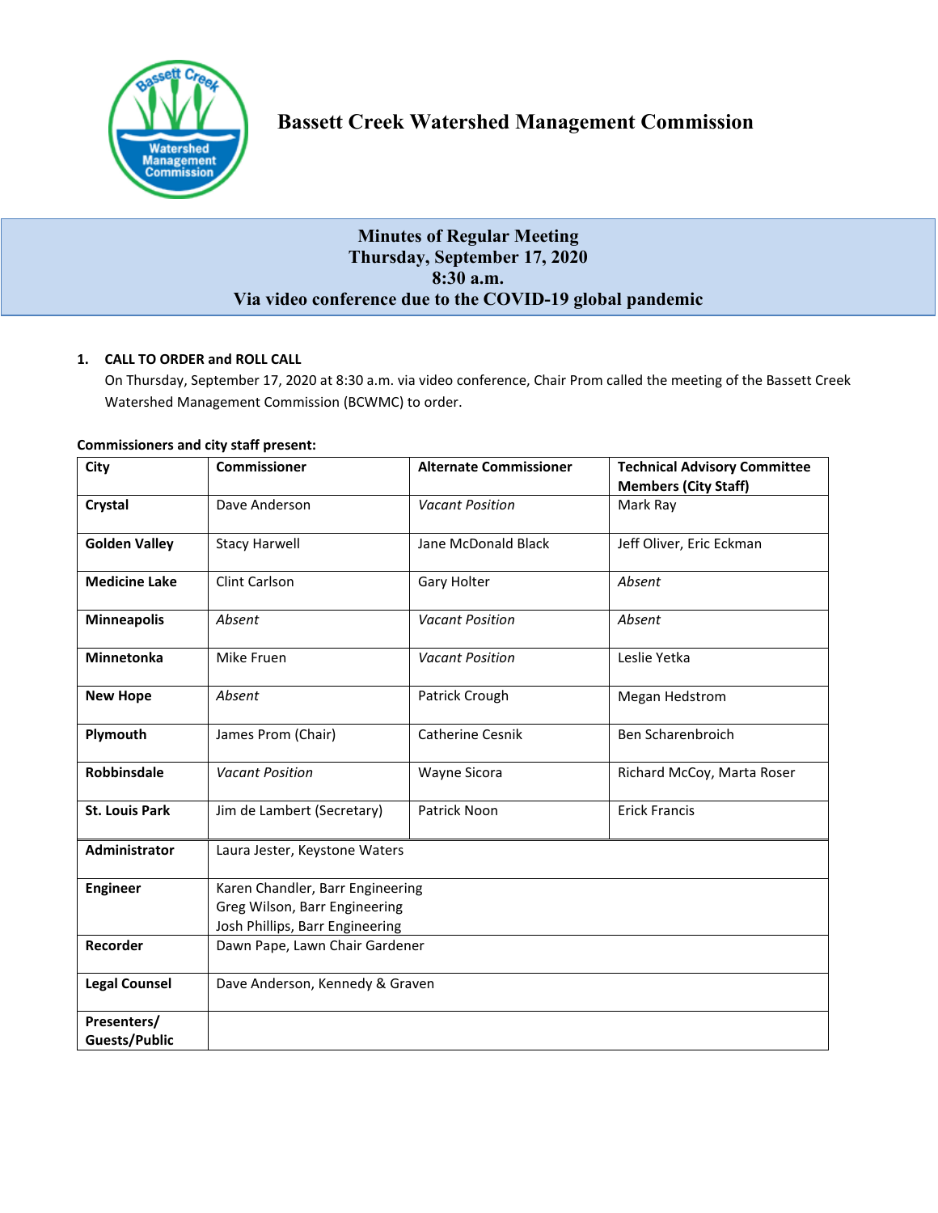# Bassett Creek Watershed Management Commission

**Minutes of Regular Meeting**
**Thursday, September 17, 2020**
**8:30 a.m.**
**Via video conference due to the COVID-19 global pandemic**

**1. CALL TO ORDER and ROLL CALL**

On Thursday, September 17, 2020 at 8:30 a.m. via video conference, Chair Prom called the meeting of the Bassett Creek Watershed Management Commission (BCWMC) to order.

**Commissioners and city staff present:**

| City | Commissioner | Alternate Commissioner | Technical Advisory Committee Members (City Staff) |
|---|---|---|---|
| **Crystal** | Dave Anderson | *Vacant Position* | Mark Ray |
| **Golden Valley** | Stacy Harwell | Jane McDonald Black | Jeff Oliver, Eric Eckman |
| **Medicine Lake** | Clint Carlson | Gary Holter | *Absent* |
| **Minneapolis** | *Absent* | *Vacant Position* | *Absent* |
| **Minnetonka** | Mike Fruen | *Vacant Position* | Leslie Yetka |
| **New Hope** | *Absent* | Patrick Crough | Megan Hedstrom |
| **Plymouth** | James Prom (Chair) | Catherine Cesnik | Ben Scharenbroich |
| **Robbinsdale** | *Vacant Position* | Wayne Sicora | Richard McCoy, Marta Roser |
| **St. Louis Park** | Jim de Lambert (Secretary) | Patrick Noon | Erick Francis |
| **Administrator** | Laura Jester, Keystone Waters | | |
| **Engineer** | Karen Chandler, Barr Engineering<br>Greg Wilson, Barr Engineering<br>Josh Phillips, Barr Engineering | | |
| **Recorder** | Dawn Pape, Lawn Chair Gardener | | |
| **Legal Counsel** | Dave Anderson, Kennedy & Graven | | |
| **Presenters/ Guests/Public** | | | |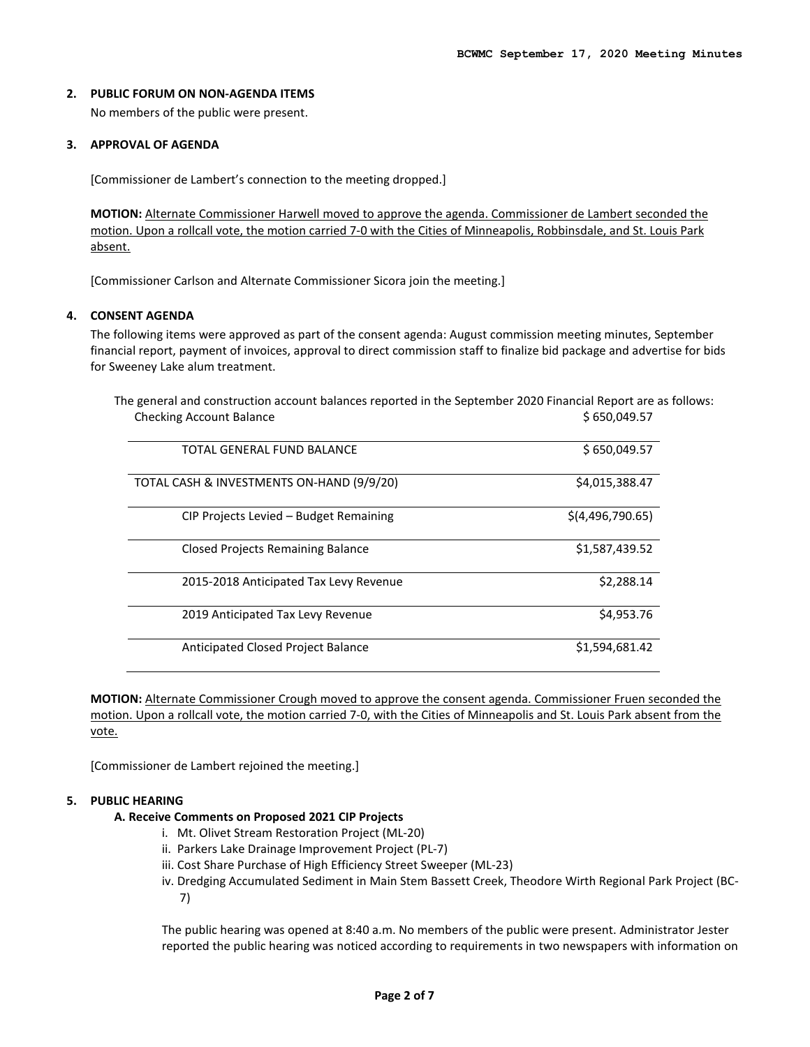## 2. PUBLIC FORUM ON NON-AGENDA ITEMS

No members of the public were present.

## 3. APPROVAL OF AGENDA

[Commissioner de Lambert's connection to the meeting dropped.]

**MOTION:** Alternate Commissioner Harwell moved to approve the agenda. Commissioner de Lambert seconded the motion. Upon a rollcall vote, the motion carried 7-0 with the Cities of Minneapolis, Robbinsdale, and St. Louis Park absent.

[Commissioner Carlson and Alternate Commissioner Sicora join the meeting.]

## 4. CONSENT AGENDA

The following items were approved as part of the consent agenda: August commission meeting minutes, September financial report, payment of invoices, approval to direct commission staff to finalize bid package and advertise for bids for Sweeney Lake alum treatment.

The general and construction account balances reported in the September 2020 Financial Report are as follows:

| | |
|---|---|
| Checking Account Balance | $ 650,049.57 |
| TOTAL GENERAL FUND BALANCE | $ 650,049.57 |
| TOTAL CASH & INVESTMENTS ON-HAND (9/9/20) | $4,015,388.47 |
| CIP Projects Levied – Budget Remaining | $(4,496,790.65) |
| Closed Projects Remaining Balance | $1,587,439.52 |
| 2015-2018 Anticipated Tax Levy Revenue | $2,288.14 |
| 2019 Anticipated Tax Levy Revenue | $4,953.76 |
| Anticipated Closed Project Balance | $1,594,681.42 |

**MOTION:** Alternate Commissioner Crough moved to approve the consent agenda. Commissioner Fruen seconded the motion. Upon a rollcall vote, the motion carried 7-0, with the Cities of Minneapolis and St. Louis Park absent from the vote.

[Commissioner de Lambert rejoined the meeting.]

## 5. PUBLIC HEARING

### A. Receive Comments on Proposed 2021 CIP Projects

i. Mt. Olivet Stream Restoration Project (ML-20)
ii. Parkers Lake Drainage Improvement Project (PL-7)
iii. Cost Share Purchase of High Efficiency Street Sweeper (ML-23)
iv. Dredging Accumulated Sediment in Main Stem Bassett Creek, Theodore Wirth Regional Park Project (BC-7)

The public hearing was opened at 8:40 a.m. No members of the public were present. Administrator Jester reported the public hearing was noticed according to requirements in two newspapers with information on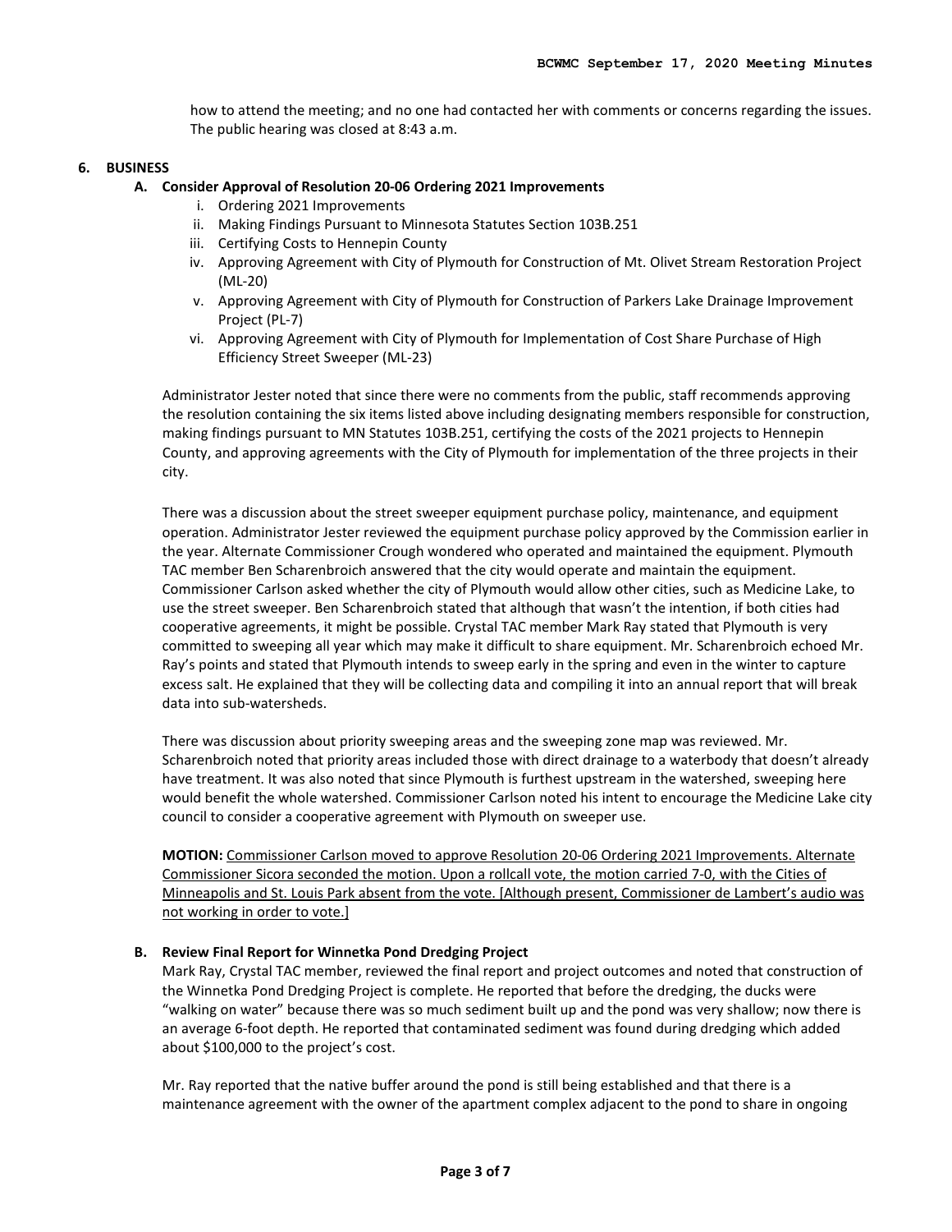how to attend the meeting; and no one had contacted her with comments or concerns regarding the issues. The public hearing was closed at 8:43 a.m.

## 6. BUSINESS

### A. Consider Approval of Resolution 20-06 Ordering 2021 Improvements

i. Ordering 2021 Improvements
ii. Making Findings Pursuant to Minnesota Statutes Section 103B.251
iii. Certifying Costs to Hennepin County
iv. Approving Agreement with City of Plymouth for Construction of Mt. Olivet Stream Restoration Project (ML-20)
v. Approving Agreement with City of Plymouth for Construction of Parkers Lake Drainage Improvement Project (PL-7)
vi. Approving Agreement with City of Plymouth for Implementation of Cost Share Purchase of High Efficiency Street Sweeper (ML-23)

Administrator Jester noted that since there were no comments from the public, staff recommends approving the resolution containing the six items listed above including designating members responsible for construction, making findings pursuant to MN Statutes 103B.251, certifying the costs of the 2021 projects to Hennepin County, and approving agreements with the City of Plymouth for implementation of the three projects in their city.

There was a discussion about the street sweeper equipment purchase policy, maintenance, and equipment operation. Administrator Jester reviewed the equipment purchase policy approved by the Commission earlier in the year. Alternate Commissioner Crough wondered who operated and maintained the equipment. Plymouth TAC member Ben Scharenbroich answered that the city would operate and maintain the equipment. Commissioner Carlson asked whether the city of Plymouth would allow other cities, such as Medicine Lake, to use the street sweeper. Ben Scharenbroich stated that although that wasn't the intention, if both cities had cooperative agreements, it might be possible. Crystal TAC member Mark Ray stated that Plymouth is very committed to sweeping all year which may make it difficult to share equipment. Mr. Scharenbroich echoed Mr. Ray's points and stated that Plymouth intends to sweep early in the spring and even in the winter to capture excess salt. He explained that they will be collecting data and compiling it into an annual report that will break data into sub-watersheds.

There was discussion about priority sweeping areas and the sweeping zone map was reviewed. Mr. Scharenbroich noted that priority areas included those with direct drainage to a waterbody that doesn't already have treatment. It was also noted that since Plymouth is furthest upstream in the watershed, sweeping here would benefit the whole watershed. Commissioner Carlson noted his intent to encourage the Medicine Lake city council to consider a cooperative agreement with Plymouth on sweeper use.

**MOTION:** Commissioner Carlson moved to approve Resolution 20-06 Ordering 2021 Improvements. Alternate Commissioner Sicora seconded the motion. Upon a rollcall vote, the motion carried 7-0, with the Cities of Minneapolis and St. Louis Park absent from the vote. [Although present, Commissioner de Lambert's audio was not working in order to vote.]

### B. Review Final Report for Winnetka Pond Dredging Project

Mark Ray, Crystal TAC member, reviewed the final report and project outcomes and noted that construction of the Winnetka Pond Dredging Project is complete. He reported that before the dredging, the ducks were "walking on water" because there was so much sediment built up and the pond was very shallow; now there is an average 6-foot depth. He reported that contaminated sediment was found during dredging which added about $100,000 to the project's cost.

Mr. Ray reported that the native buffer around the pond is still being established and that there is a maintenance agreement with the owner of the apartment complex adjacent to the pond to share in ongoing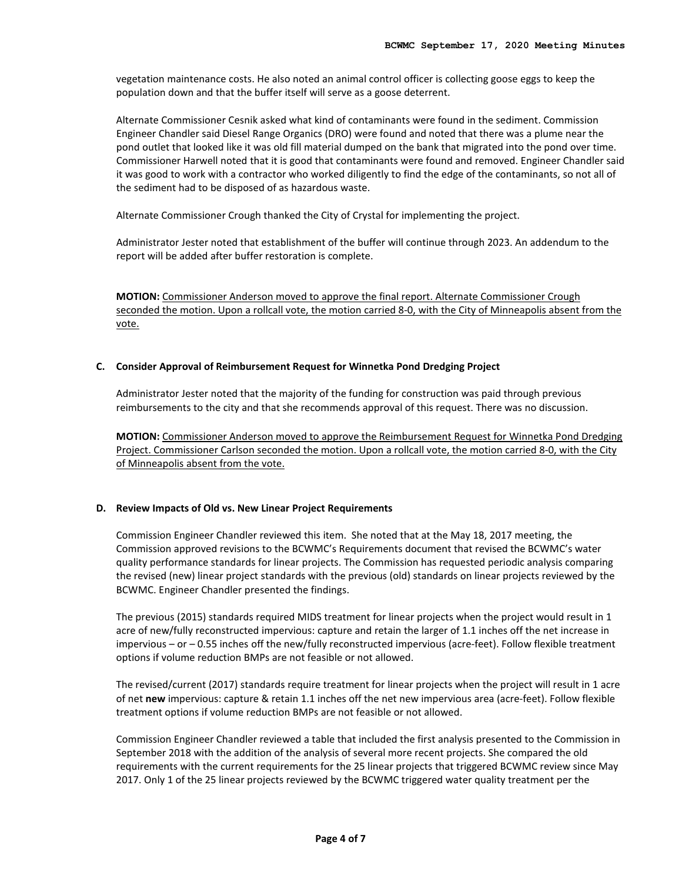vegetation maintenance costs. He also noted an animal control officer is collecting goose eggs to keep the population down and that the buffer itself will serve as a goose deterrent.

Alternate Commissioner Cesnik asked what kind of contaminants were found in the sediment. Commission Engineer Chandler said Diesel Range Organics (DRO) were found and noted that there was a plume near the pond outlet that looked like it was old fill material dumped on the bank that migrated into the pond over time. Commissioner Harwell noted that it is good that contaminants were found and removed. Engineer Chandler said it was good to work with a contractor who worked diligently to find the edge of the contaminants, so not all of the sediment had to be disposed of as hazardous waste.

Alternate Commissioner Crough thanked the City of Crystal for implementing the project.

Administrator Jester noted that establishment of the buffer will continue through 2023. An addendum to the report will be added after buffer restoration is complete.

**MOTION:** Commissioner Anderson moved to approve the final report. Alternate Commissioner Crough seconded the motion. Upon a rollcall vote, the motion carried 8-0, with the City of Minneapolis absent from the vote.

**C. Consider Approval of Reimbursement Request for Winnetka Pond Dredging Project**

Administrator Jester noted that the majority of the funding for construction was paid through previous reimbursements to the city and that she recommends approval of this request. There was no discussion.

**MOTION:** Commissioner Anderson moved to approve the Reimbursement Request for Winnetka Pond Dredging Project. Commissioner Carlson seconded the motion. Upon a rollcall vote, the motion carried 8-0, with the City of Minneapolis absent from the vote.

**D. Review Impacts of Old vs. New Linear Project Requirements**

Commission Engineer Chandler reviewed this item. She noted that at the May 18, 2017 meeting, the Commission approved revisions to the BCWMC's Requirements document that revised the BCWMC's water quality performance standards for linear projects. The Commission has requested periodic analysis comparing the revised (new) linear project standards with the previous (old) standards on linear projects reviewed by the BCWMC. Engineer Chandler presented the findings.

The previous (2015) standards required MIDS treatment for linear projects when the project would result in 1 acre of new/fully reconstructed impervious: capture and retain the larger of 1.1 inches off the net increase in impervious – or – 0.55 inches off the new/fully reconstructed impervious (acre-feet). Follow flexible treatment options if volume reduction BMPs are not feasible or not allowed.

The revised/current (2017) standards require treatment for linear projects when the project will result in 1 acre of net **new** impervious: capture & retain 1.1 inches off the net new impervious area (acre-feet). Follow flexible treatment options if volume reduction BMPs are not feasible or not allowed.

Commission Engineer Chandler reviewed a table that included the first analysis presented to the Commission in September 2018 with the addition of the analysis of several more recent projects. She compared the old requirements with the current requirements for the 25 linear projects that triggered BCWMC review since May 2017. Only 1 of the 25 linear projects reviewed by the BCWMC triggered water quality treatment per the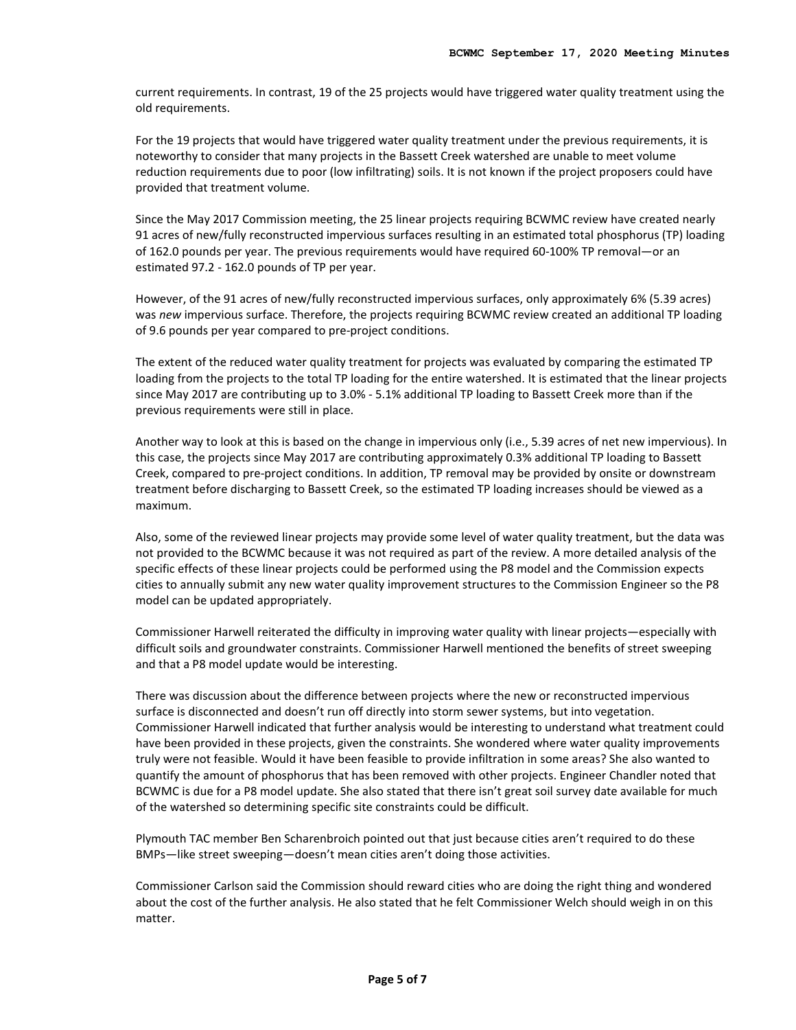current requirements. In contrast, 19 of the 25 projects would have triggered water quality treatment using the old requirements.

For the 19 projects that would have triggered water quality treatment under the previous requirements, it is noteworthy to consider that many projects in the Bassett Creek watershed are unable to meet volume reduction requirements due to poor (low infiltrating) soils. It is not known if the project proposers could have provided that treatment volume.

Since the May 2017 Commission meeting, the 25 linear projects requiring BCWMC review have created nearly 91 acres of new/fully reconstructed impervious surfaces resulting in an estimated total phosphorus (TP) loading of 162.0 pounds per year. The previous requirements would have required 60-100% TP removal—or an estimated 97.2 - 162.0 pounds of TP per year.

However, of the 91 acres of new/fully reconstructed impervious surfaces, only approximately 6% (5.39 acres) was *new* impervious surface. Therefore, the projects requiring BCWMC review created an additional TP loading of 9.6 pounds per year compared to pre-project conditions.

The extent of the reduced water quality treatment for projects was evaluated by comparing the estimated TP loading from the projects to the total TP loading for the entire watershed. It is estimated that the linear projects since May 2017 are contributing up to 3.0% - 5.1% additional TP loading to Bassett Creek more than if the previous requirements were still in place.

Another way to look at this is based on the change in impervious only (i.e., 5.39 acres of net new impervious). In this case, the projects since May 2017 are contributing approximately 0.3% additional TP loading to Bassett Creek, compared to pre-project conditions. In addition, TP removal may be provided by onsite or downstream treatment before discharging to Bassett Creek, so the estimated TP loading increases should be viewed as a maximum.

Also, some of the reviewed linear projects may provide some level of water quality treatment, but the data was not provided to the BCWMC because it was not required as part of the review. A more detailed analysis of the specific effects of these linear projects could be performed using the P8 model and the Commission expects cities to annually submit any new water quality improvement structures to the Commission Engineer so the P8 model can be updated appropriately.

Commissioner Harwell reiterated the difficulty in improving water quality with linear projects—especially with difficult soils and groundwater constraints. Commissioner Harwell mentioned the benefits of street sweeping and that a P8 model update would be interesting.

There was discussion about the difference between projects where the new or reconstructed impervious surface is disconnected and doesn't run off directly into storm sewer systems, but into vegetation. Commissioner Harwell indicated that further analysis would be interesting to understand what treatment could have been provided in these projects, given the constraints. She wondered where water quality improvements truly were not feasible. Would it have been feasible to provide infiltration in some areas? She also wanted to quantify the amount of phosphorus that has been removed with other projects. Engineer Chandler noted that BCWMC is due for a P8 model update. She also stated that there isn't great soil survey date available for much of the watershed so determining specific site constraints could be difficult.

Plymouth TAC member Ben Scharenbroich pointed out that just because cities aren't required to do these BMPs—like street sweeping—doesn't mean cities aren't doing those activities.

Commissioner Carlson said the Commission should reward cities who are doing the right thing and wondered about the cost of the further analysis. He also stated that he felt Commissioner Welch should weigh in on this matter.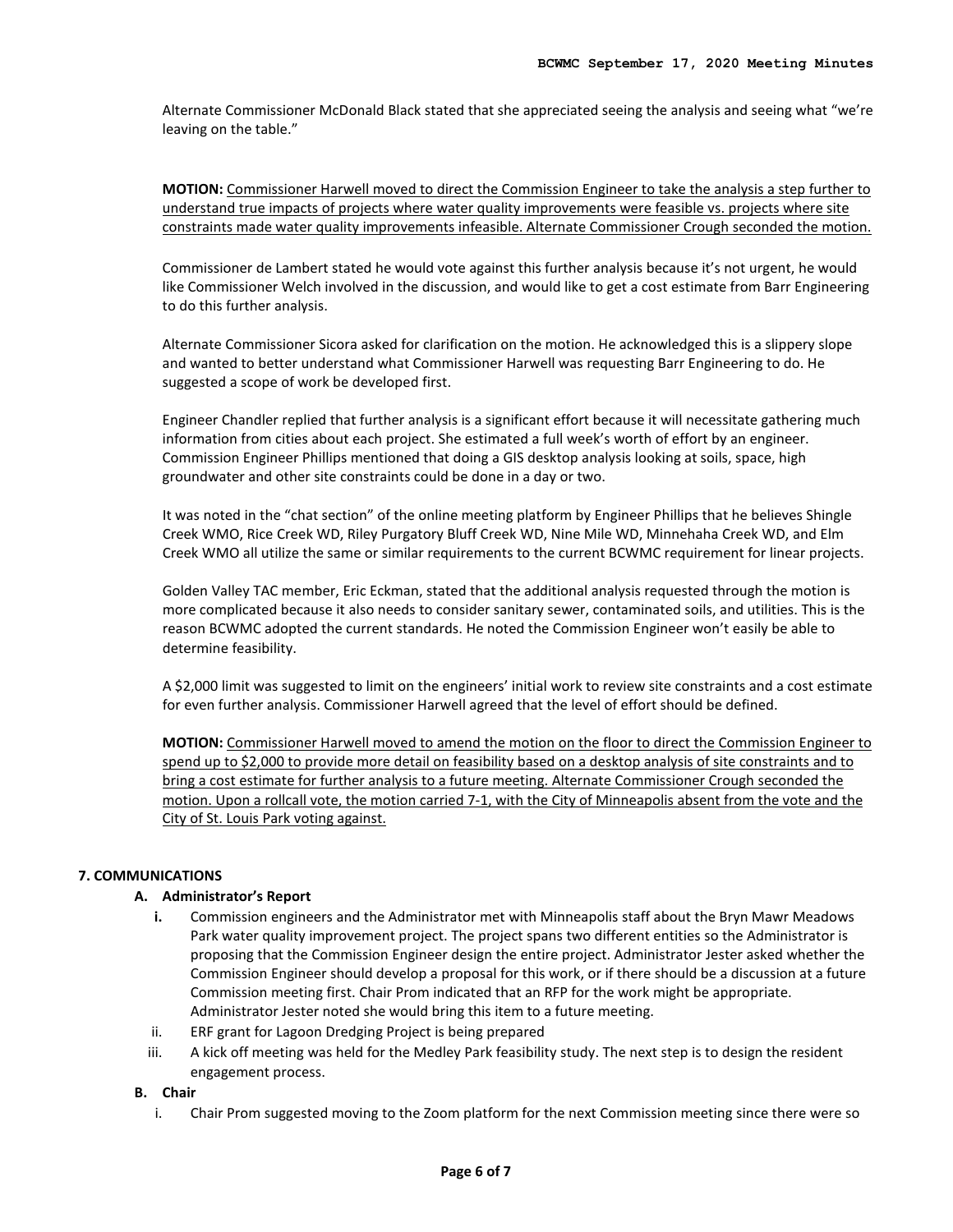Alternate Commissioner McDonald Black stated that she appreciated seeing the analysis and seeing what "we're leaving on the table."

**MOTION:** Commissioner Harwell moved to direct the Commission Engineer to take the analysis a step further to understand true impacts of projects where water quality improvements were feasible vs. projects where site constraints made water quality improvements infeasible. Alternate Commissioner Crough seconded the motion.

Commissioner de Lambert stated he would vote against this further analysis because it's not urgent, he would like Commissioner Welch involved in the discussion, and would like to get a cost estimate from Barr Engineering to do this further analysis.

Alternate Commissioner Sicora asked for clarification on the motion. He acknowledged this is a slippery slope and wanted to better understand what Commissioner Harwell was requesting Barr Engineering to do. He suggested a scope of work be developed first.

Engineer Chandler replied that further analysis is a significant effort because it will necessitate gathering much information from cities about each project. She estimated a full week's worth of effort by an engineer. Commission Engineer Phillips mentioned that doing a GIS desktop analysis looking at soils, space, high groundwater and other site constraints could be done in a day or two.

It was noted in the "chat section" of the online meeting platform by Engineer Phillips that he believes Shingle Creek WMO, Rice Creek WD, Riley Purgatory Bluff Creek WD, Nine Mile WD, Minnehaha Creek WD, and Elm Creek WMO all utilize the same or similar requirements to the current BCWMC requirement for linear projects.

Golden Valley TAC member, Eric Eckman, stated that the additional analysis requested through the motion is more complicated because it also needs to consider sanitary sewer, contaminated soils, and utilities. This is the reason BCWMC adopted the current standards. He noted the Commission Engineer won't easily be able to determine feasibility.

A $2,000 limit was suggested to limit on the engineers' initial work to review site constraints and a cost estimate for even further analysis. Commissioner Harwell agreed that the level of effort should be defined.

**MOTION:** Commissioner Harwell moved to amend the motion on the floor to direct the Commission Engineer to spend up to $2,000 to provide more detail on feasibility based on a desktop analysis of site constraints and to bring a cost estimate for further analysis to a future meeting. Alternate Commissioner Crough seconded the motion. Upon a rollcall vote, the motion carried 7-1, with the City of Minneapolis absent from the vote and the City of St. Louis Park voting against.

## 7. COMMUNICATIONS

### A. Administrator's Report

i. Commission engineers and the Administrator met with Minneapolis staff about the Bryn Mawr Meadows Park water quality improvement project. The project spans two different entities so the Administrator is proposing that the Commission Engineer design the entire project. Administrator Jester asked whether the Commission Engineer should develop a proposal for this work, or if there should be a discussion at a future Commission meeting first. Chair Prom indicated that an RFP for the work might be appropriate. Administrator Jester noted she would bring this item to a future meeting.

ii. ERF grant for Lagoon Dredging Project is being prepared

iii. A kick off meeting was held for the Medley Park feasibility study. The next step is to design the resident engagement process.

### B. Chair

i. Chair Prom suggested moving to the Zoom platform for the next Commission meeting since there were so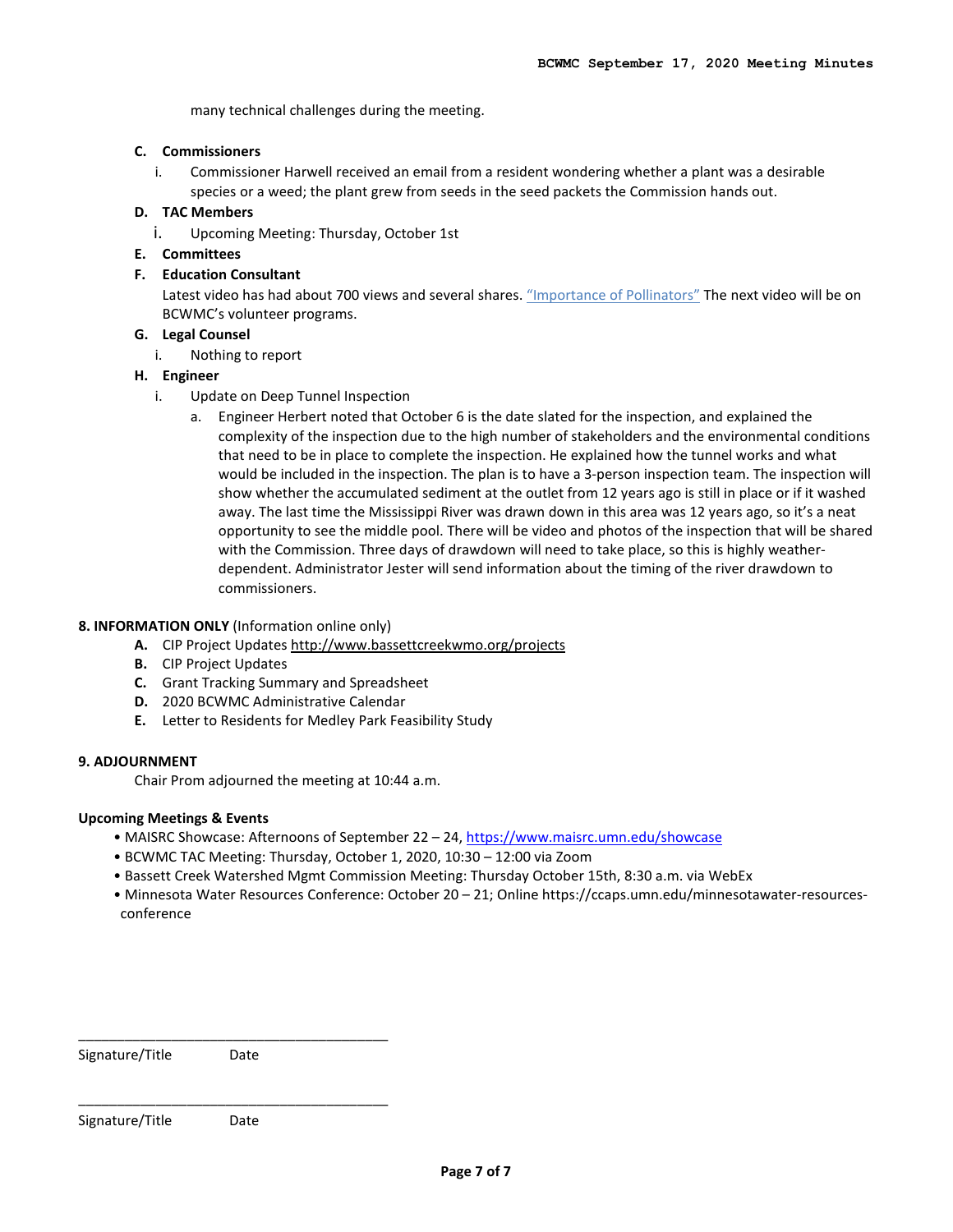many technical challenges during the meeting.

- **C. Commissioners**
  - i. Commissioner Harwell received an email from a resident wondering whether a plant was a desirable species or a weed; the plant grew from seeds in the seed packets the Commission hands out.
- **D. TAC Members**
  - i. Upcoming Meeting: Thursday, October 1st
- **E. Committees**
- **F. Education Consultant**

  Latest video has had about 700 views and several shares. [“Importance of Pollinators”] The next video will be on BCWMC’s volunteer programs.
- **G. Legal Counsel**
  - i. Nothing to report
- **H. Engineer**
  - i. Update on Deep Tunnel Inspection
    - a. Engineer Herbert noted that October 6 is the date slated for the inspection, and explained the complexity of the inspection due to the high number of stakeholders and the environmental conditions that need to be in place to complete the inspection. He explained how the tunnel works and what would be included in the inspection. The plan is to have a 3-person inspection team. The inspection will show whether the accumulated sediment at the outlet from 12 years ago is still in place or if it washed away. The last time the Mississippi River was drawn down in this area was 12 years ago, so it’s a neat opportunity to see the middle pool. There will be video and photos of the inspection that will be shared with the Commission. Three days of drawdown will need to take place, so this is highly weather-dependent. Administrator Jester will send information about the timing of the river drawdown to commissioners.

**8. INFORMATION ONLY** (Information online only)

- **A.** CIP Project Updates http://www.bassettcreekwmo.org/projects
- **B.** CIP Project Updates
- **C.** Grant Tracking Summary and Spreadsheet
- **D.** 2020 BCWMC Administrative Calendar
- **E.** Letter to Residents for Medley Park Feasibility Study

**9. ADJOURNMENT**

Chair Prom adjourned the meeting at 10:44 a.m.

**Upcoming Meetings & Events**

- MAISRC Showcase: Afternoons of September 22 – 24, https://www.maisrc.umn.edu/showcase
- BCWMC TAC Meeting: Thursday, October 1, 2020, 10:30 – 12:00 via Zoom
- Bassett Creek Watershed Mgmt Commission Meeting: Thursday October 15th, 8:30 a.m. via WebEx
- Minnesota Water Resources Conference: October 20 – 21; Online https://ccaps.umn.edu/minnesotawater-resources-conference

\_\_\_\_\_\_\_\_\_\_\_\_\_\_\_\_\_\_\_\_\_\_\_\_\_\_\_\_\_\_\_\_\_\_\_\_\_\_\_\_\_\_

Signature/Title     Date

\_\_\_\_\_\_\_\_\_\_\_\_\_\_\_\_\_\_\_\_\_\_\_\_\_\_\_\_\_\_\_\_\_\_\_\_\_\_\_\_\_\_

Signature/Title     Date